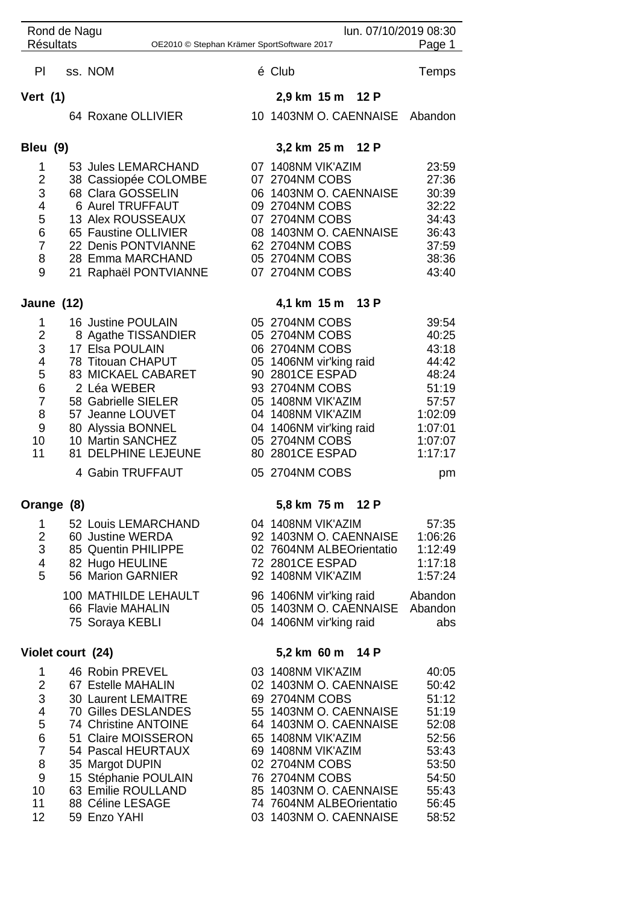Rond de Nagu — lun. 07/10/2019 08:30

Résultats — OE2010 © Stephan Krämer SportSoftware 2017

| Pl | ss. NOM | é Club | Temps |
|---|---|---|---|

## Vert (1) — 2,9 km 15 m 12 P

| Pl | ss. | NOM | é | Club | Temps |
|---|---|---|---|---|---|
| | 64 | Roxane OLLIVIER | 10 | 1403NM O. CAENNAISE | Abandon |

## Bleu (9) — 3,2 km 25 m 12 P

| Pl | ss. | NOM | é | Club | Temps |
|---|---|---|---|---|---|
| 1 | 53 | Jules LEMARCHAND | 07 | 1408NM VIK'AZIM | 23:59 |
| 2 | 38 | Cassiopée COLOMBE | 07 | 2704NM COBS | 27:36 |
| 3 | 68 | Clara GOSSELIN | 06 | 1403NM O. CAENNAISE | 30:39 |
| 4 | 6 | Aurel TRUFFAUT | 09 | 2704NM COBS | 32:22 |
| 5 | 13 | Alex ROUSSEAUX | 07 | 2704NM COBS | 34:43 |
| 6 | 65 | Faustine OLLIVIER | 08 | 1403NM O. CAENNAISE | 36:43 |
| 7 | 22 | Denis PONTVIANNE | 62 | 2704NM COBS | 37:59 |
| 8 | 28 | Emma MARCHAND | 05 | 2704NM COBS | 38:36 |
| 9 | 21 | Raphaël PONTVIANNE | 07 | 2704NM COBS | 43:40 |

## Jaune (12) — 4,1 km 15 m 13 P

| Pl | ss. | NOM | é | Club | Temps |
|---|---|---|---|---|---|
| 1 | 16 | Justine POULAIN | 05 | 2704NM COBS | 39:54 |
| 2 | 8 | Agathe TISSANDIER | 05 | 2704NM COBS | 40:25 |
| 3 | 17 | Elsa POULAIN | 06 | 2704NM COBS | 43:18 |
| 4 | 78 | Titouan CHAPUT | 05 | 1406NM vir'king raid | 44:42 |
| 5 | 83 | MICKAEL CABARET | 90 | 2801CE ESPAD | 48:24 |
| 6 | 2 | Léa WEBER | 93 | 2704NM COBS | 51:19 |
| 7 | 58 | Gabrielle SIELER | 05 | 1408NM VIK'AZIM | 57:57 |
| 8 | 57 | Jeanne LOUVET | 04 | 1408NM VIK'AZIM | 1:02:09 |
| 9 | 80 | Alyssia BONNEL | 04 | 1406NM vir'king raid | 1:07:01 |
| 10 | 10 | Martin SANCHEZ | 05 | 2704NM COBS | 1:07:07 |
| 11 | 81 | DELPHINE LEJEUNE | 80 | 2801CE ESPAD | 1:17:17 |
| | 4 | Gabin TRUFFAUT | 05 | 2704NM COBS | pm |

## Orange (8) — 5,8 km 75 m 12 P

| Pl | ss. | NOM | é | Club | Temps |
|---|---|---|---|---|---|
| 1 | 52 | Louis LEMARCHAND | 04 | 1408NM VIK'AZIM | 57:35 |
| 2 | 60 | Justine WERDA | 92 | 1403NM O. CAENNAISE | 1:06:26 |
| 3 | 85 | Quentin PHILIPPE | 02 | 7604NM ALBEOrientatio | 1:12:49 |
| 4 | 82 | Hugo HEULINE | 72 | 2801CE ESPAD | 1:17:18 |
| 5 | 56 | Marion GARNIER | 92 | 1408NM VIK'AZIM | 1:57:24 |
| | 100 | MATHILDE LEHAULT | 96 | 1406NM vir'king raid | Abandon |
| | 66 | Flavie MAHALIN | 05 | 1403NM O. CAENNAISE | Abandon |
| | 75 | Soraya KEBLI | 04 | 1406NM vir'king raid | abs |

## Violet court (24) — 5,2 km 60 m 14 P

| Pl | ss. | NOM | é | Club | Temps |
|---|---|---|---|---|---|
| 1 | 46 | Robin PREVEL | 03 | 1408NM VIK'AZIM | 40:05 |
| 2 | 67 | Estelle MAHALIN | 02 | 1403NM O. CAENNAISE | 50:42 |
| 3 | 30 | Laurent LEMAITRE | 69 | 2704NM COBS | 51:12 |
| 4 | 70 | Gilles DESLANDES | 55 | 1403NM O. CAENNAISE | 51:19 |
| 5 | 74 | Christine ANTOINE | 64 | 1403NM O. CAENNAISE | 52:08 |
| 6 | 51 | Claire MOISSERON | 65 | 1408NM VIK'AZIM | 52:56 |
| 7 | 54 | Pascal HEURTAUX | 69 | 1408NM VIK'AZIM | 53:43 |
| 8 | 35 | Margot DUPIN | 02 | 2704NM COBS | 53:50 |
| 9 | 15 | Stéphanie POULAIN | 76 | 2704NM COBS | 54:50 |
| 10 | 63 | Emilie ROULLAND | 85 | 1403NM O. CAENNAISE | 55:43 |
| 11 | 88 | Céline LESAGE | 74 | 7604NM ALBEOrientatio | 56:45 |
| 12 | 59 | Enzo YAHI | 03 | 1403NM O. CAENNAISE | 58:52 |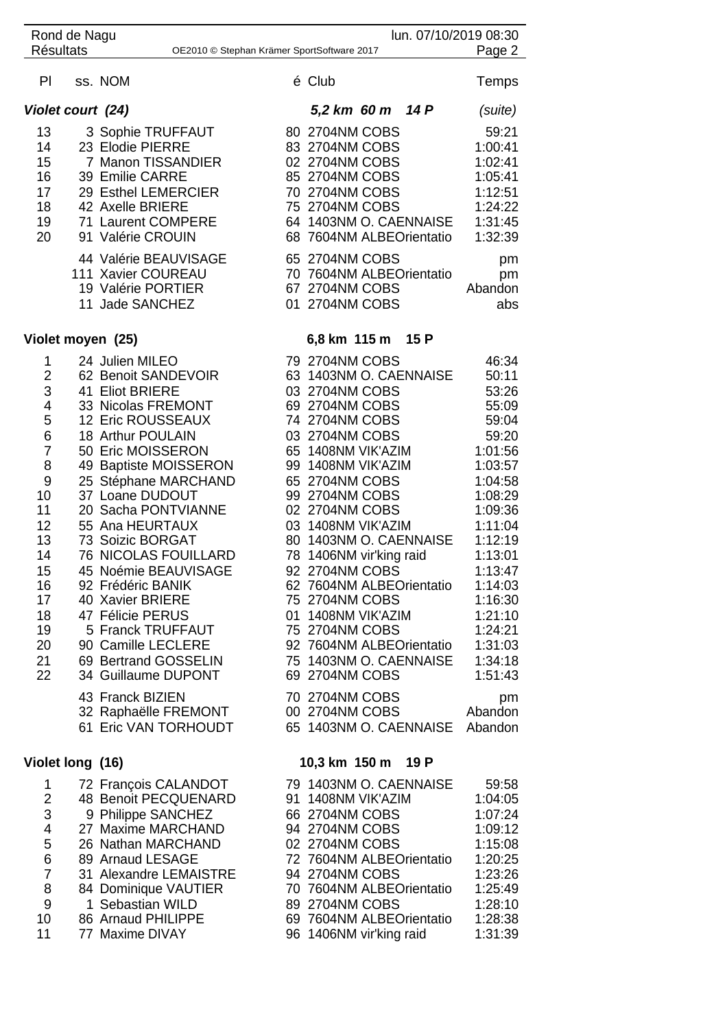| Pl | ss. | NOM | é | Club | Temps |
|---|---|---|---|---|---|
| **Violet court (24)** | | | | **5,2 km 60 m 14 P** | *(suite)* |
| 13 | 3 | Sophie TRUFFAUT | 80 | 2704NM COBS | 59:21 |
| 14 | 23 | Elodie PIERRE | 83 | 2704NM COBS | 1:00:41 |
| 15 | 7 | Manon TISSANDIER | 02 | 2704NM COBS | 1:02:41 |
| 16 | 39 | Emilie CARRE | 85 | 2704NM COBS | 1:05:41 |
| 17 | 29 | Esthel LEMERCIER | 70 | 2704NM COBS | 1:12:51 |
| 18 | 42 | Axelle BRIERE | 75 | 2704NM COBS | 1:24:22 |
| 19 | 71 | Laurent COMPERE | 64 | 1403NM O. CAENNAISE | 1:31:45 |
| 20 | 91 | Valérie CROUIN | 68 | 7604NM ALBEOrientatio | 1:32:39 |
| | 44 | Valérie BEAUVISAGE | 65 | 2704NM COBS | pm |
| | 111 | Xavier COUREAU | 70 | 7604NM ALBEOrientatio | pm |
| | 19 | Valérie PORTIER | 67 | 2704NM COBS | Abandon |
| | 11 | Jade SANCHEZ | 01 | 2704NM COBS | abs |
| **Violet moyen (25)** | | | | **6,8 km 115 m 15 P** | |
| 1 | 24 | Julien MILEO | 79 | 2704NM COBS | 46:34 |
| 2 | 62 | Benoit SANDEVOIR | 63 | 1403NM O. CAENNAISE | 50:11 |
| 3 | 41 | Eliot BRIERE | 03 | 2704NM COBS | 53:26 |
| 4 | 33 | Nicolas FREMONT | 69 | 2704NM COBS | 55:09 |
| 5 | 12 | Eric ROUSSEAUX | 74 | 2704NM COBS | 59:04 |
| 6 | 18 | Arthur POULAIN | 03 | 2704NM COBS | 59:20 |
| 7 | 50 | Eric MOISSERON | 65 | 1408NM VIK'AZIM | 1:01:56 |
| 8 | 49 | Baptiste MOISSERON | 99 | 1408NM VIK'AZIM | 1:03:57 |
| 9 | 25 | Stéphane MARCHAND | 65 | 2704NM COBS | 1:04:58 |
| 10 | 37 | Loane DUDOUT | 99 | 2704NM COBS | 1:08:29 |
| 11 | 20 | Sacha PONTVIANNE | 02 | 2704NM COBS | 1:09:36 |
| 12 | 55 | Ana HEURTAUX | 03 | 1408NM VIK'AZIM | 1:11:04 |
| 13 | 73 | Soizic BORGAT | 80 | 1403NM O. CAENNAISE | 1:12:19 |
| 14 | 76 | NICOLAS FOUILLARD | 78 | 1406NM vir'king raid | 1:13:01 |
| 15 | 45 | Noémie BEAUVISAGE | 92 | 2704NM COBS | 1:13:47 |
| 16 | 92 | Frédéric BANIK | 62 | 7604NM ALBEOrientatio | 1:14:03 |
| 17 | 40 | Xavier BRIERE | 75 | 2704NM COBS | 1:16:30 |
| 18 | 47 | Félicie PERUS | 01 | 1408NM VIK'AZIM | 1:21:10 |
| 19 | 5 | Franck TRUFFAUT | 75 | 2704NM COBS | 1:24:21 |
| 20 | 90 | Camille LECLERE | 92 | 7604NM ALBEOrientatio | 1:31:03 |
| 21 | 69 | Bertrand GOSSELIN | 75 | 1403NM O. CAENNAISE | 1:34:18 |
| 22 | 34 | Guillaume DUPONT | 69 | 2704NM COBS | 1:51:43 |
| | 43 | Franck BIZIEN | 70 | 2704NM COBS | pm |
| | 32 | Raphaëlle FREMONT | 00 | 2704NM COBS | Abandon |
| | 61 | Eric VAN TORHOUDT | 65 | 1403NM O. CAENNAISE | Abandon |
| **Violet long (16)** | | | | **10,3 km 150 m 19 P** | |
| 1 | 72 | François CALANDOT | 79 | 1403NM O. CAENNAISE | 59:58 |
| 2 | 48 | Benoit PECQUENARD | 91 | 1408NM VIK'AZIM | 1:04:05 |
| 3 | 9 | Philippe SANCHEZ | 66 | 2704NM COBS | 1:07:24 |
| 4 | 27 | Maxime MARCHAND | 94 | 2704NM COBS | 1:09:12 |
| 5 | 26 | Nathan MARCHAND | 02 | 2704NM COBS | 1:15:08 |
| 6 | 89 | Arnaud LESAGE | 72 | 7604NM ALBEOrientatio | 1:20:25 |
| 7 | 31 | Alexandre LEMAISTRE | 94 | 2704NM COBS | 1:23:26 |
| 8 | 84 | Dominique VAUTIER | 70 | 7604NM ALBEOrientatio | 1:25:49 |
| 9 | 1 | Sebastian WILD | 89 | 2704NM COBS | 1:28:10 |
| 10 | 86 | Arnaud PHILIPPE | 69 | 7604NM ALBEOrientatio | 1:28:38 |
| 11 | 77 | Maxime DIVAY | 96 | 1406NM vir'king raid | 1:31:39 |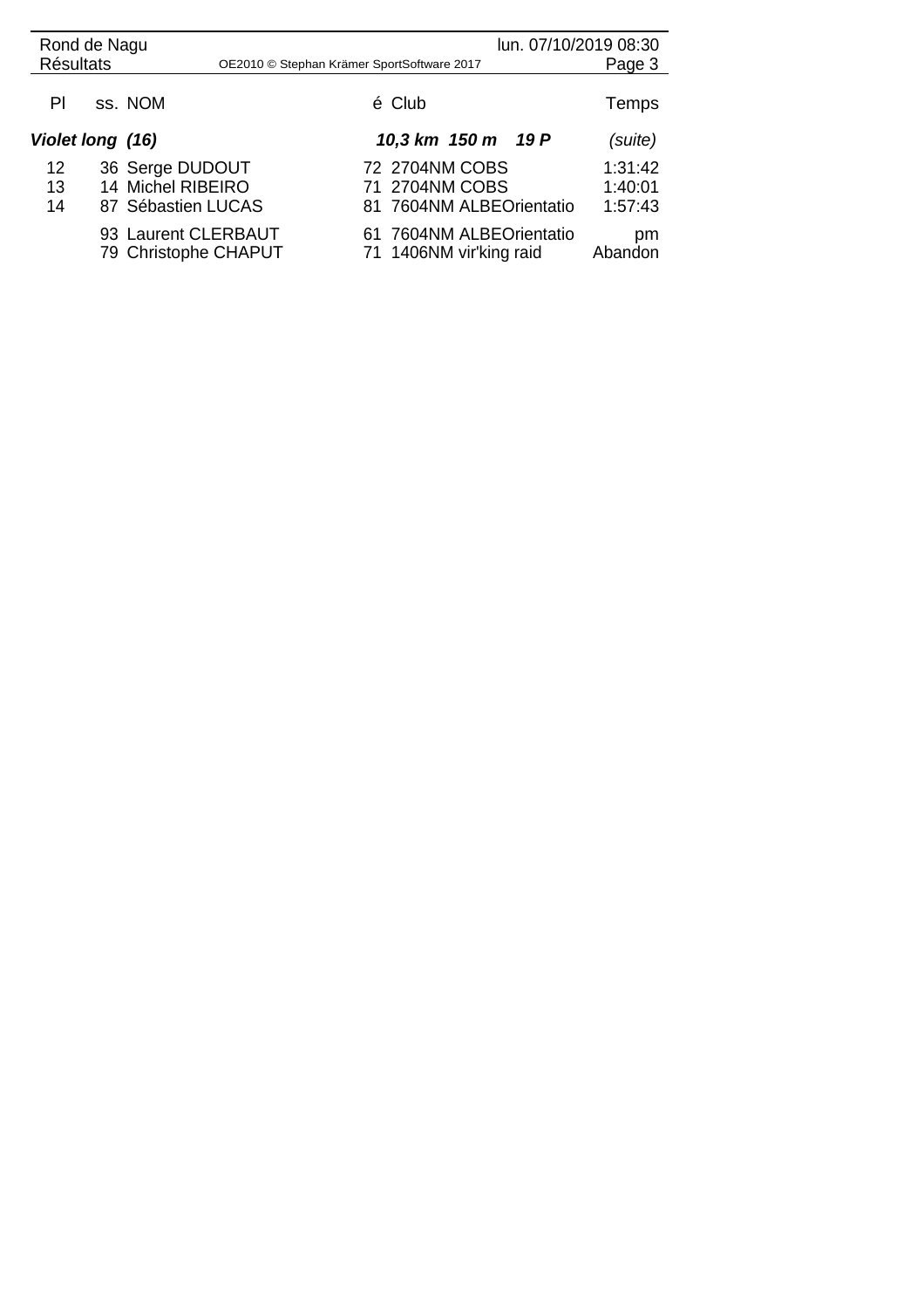| Pl | ss. | NOM | é | Club | Temps |
|---|---|---|---|---|---|
| ***Violet long (16)*** | | | | ***10,3 km 150 m 19 P*** | *(suite)* |
| 12 | 36 | Serge DUDOUT | 72 | 2704NM COBS | 1:31:42 |
| 13 | 14 | Michel RIBEIRO | 71 | 2704NM COBS | 1:40:01 |
| 14 | 87 | Sébastien LUCAS | 81 | 7604NM ALBEOrientatio | 1:57:43 |
| | 93 | Laurent CLERBAUT | 61 | 7604NM ALBEOrientatio | pm |
| | 79 | Christophe CHAPUT | 71 | 1406NM vir'king raid | Abandon |